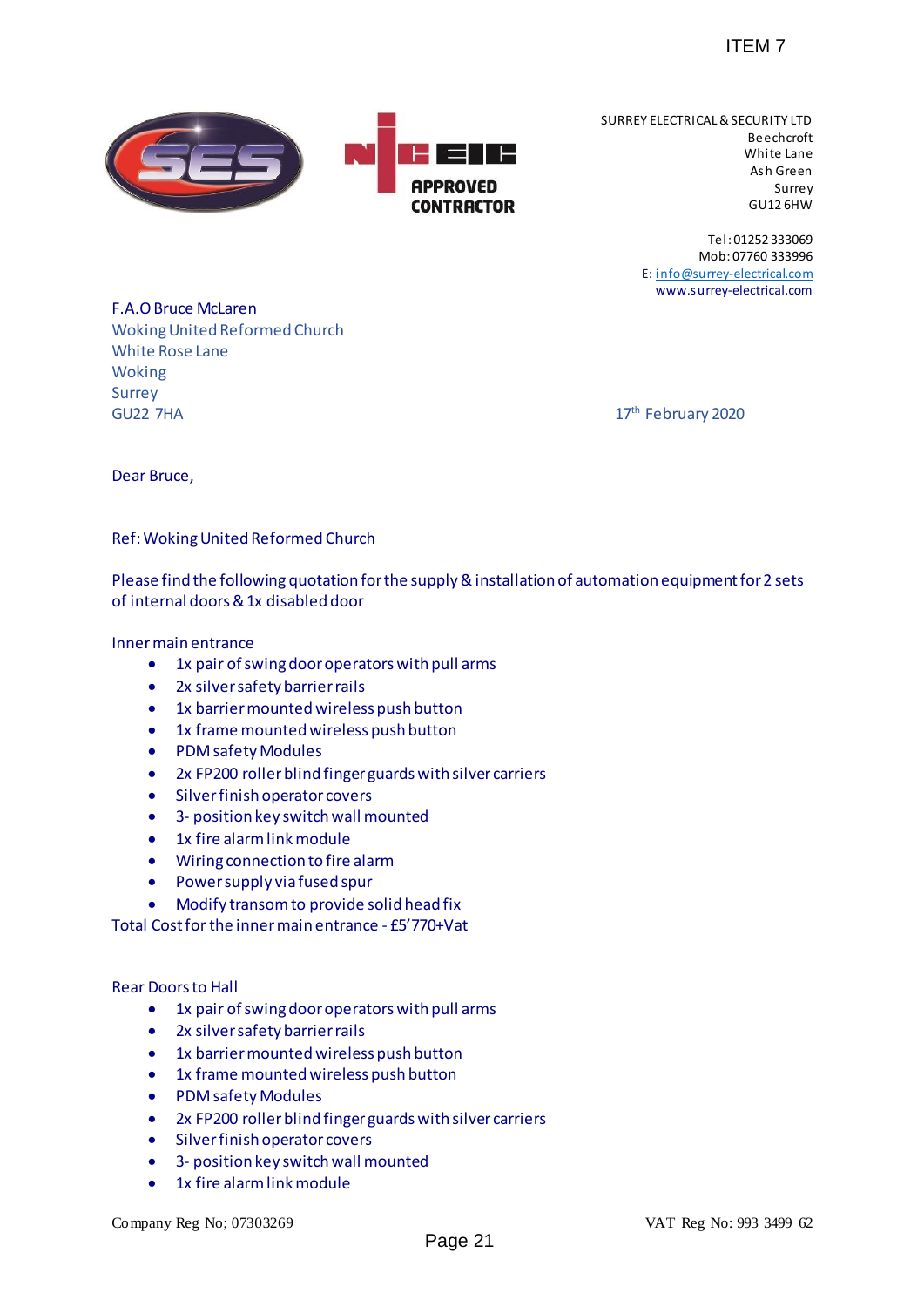ITEM 7

SES

NICEIC APPROVED CONTRACTOR

SURREY ELECTRICAL & SECURITY LTD
Beechcroft
White Lane
Ash Green
Surrey
GU12 6HW

Tel: 01252 333069
Mob: 07760 333996
E: info@surrey-electrical.com
www.surrey-electrical.com

F.A.O Bruce McLaren
Woking United Reformed Church
White Rose Lane
Woking
Surrey
GU22 7HA

17th February 2020

Dear Bruce,

Ref: Woking United Reformed Church

Please find the following quotation for the supply & installation of automation equipment for 2 sets of internal doors & 1x disabled door

Inner main entrance

- 1x pair of swing door operators with pull arms
- 2x silver safety barrier rails
- 1x barrier mounted wireless push button
- 1x frame mounted wireless push button
- PDM safety Modules
- 2x FP200 roller blind finger guards with silver carriers
- Silver finish operator covers
- 3- position key switch wall mounted
- 1x fire alarm link module
- Wiring connection to fire alarm
- Power supply via fused spur
- Modify transom to provide solid head fix

Total Cost for the inner main entrance - £5'770+Vat

Rear Doors to Hall

- 1x pair of swing door operators with pull arms
- 2x silver safety barrier rails
- 1x barrier mounted wireless push button
- 1x frame mounted wireless push button
- PDM safety Modules
- 2x FP200 roller blind finger guards with silver carriers
- Silver finish operator covers
- 3- position key switch wall mounted
- 1x fire alarm link module

Company Reg No; 07303269

VAT Reg No: 993 3499 62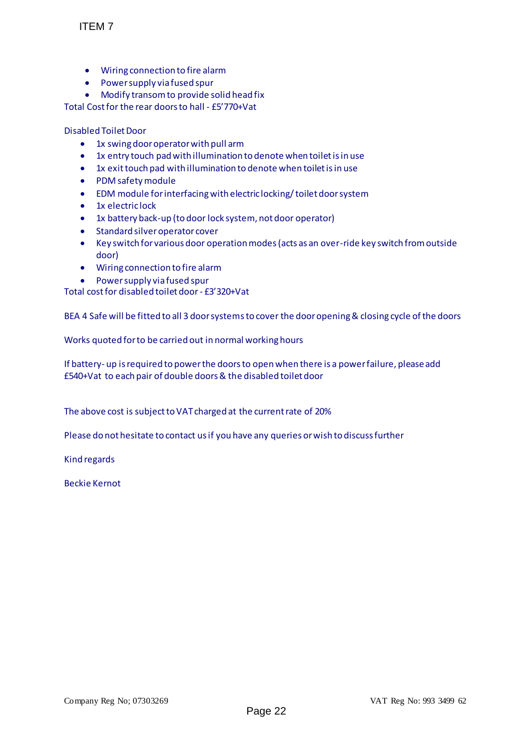- Wiring connection to fire alarm
- Power supply via fused spur
- Modify transom to provide solid head fix

Total Cost for the rear doors to hall - £5'770+Vat

Disabled Toilet Door

- 1x swing door operator with pull arm
- 1x entry touch pad with illumination to denote when toilet is in use
- 1x exit touch pad with illumination to denote when toilet is in use
- PDM safety module
- EDM module for interfacing with electric locking/ toilet door system
- 1x electric lock
- 1x battery back-up (to door lock system, not door operator)
- Standard silver operator cover
- Key switch for various door operation modes (acts as an over-ride key switch from outside door)
- Wiring connection to fire alarm
- Power supply via fused spur

Total cost for disabled toilet door - £3'320+Vat

BEA 4 Safe will be fitted to all 3 door systems to cover the door opening & closing cycle of the doors

Works quoted for to be carried out in normal working hours

If battery- up is required to power the doors to open when there is a power failure, please add £540+Vat to each pair of double doors & the disabled toilet door

The above cost is subject to VAT charged at the current rate of 20%

Please do not hesitate to contact us if you have any queries or wish to discuss further

Kind regards

Beckie Kernot

Company Reg No; 07303269 VAT Reg No: 993 3499 62